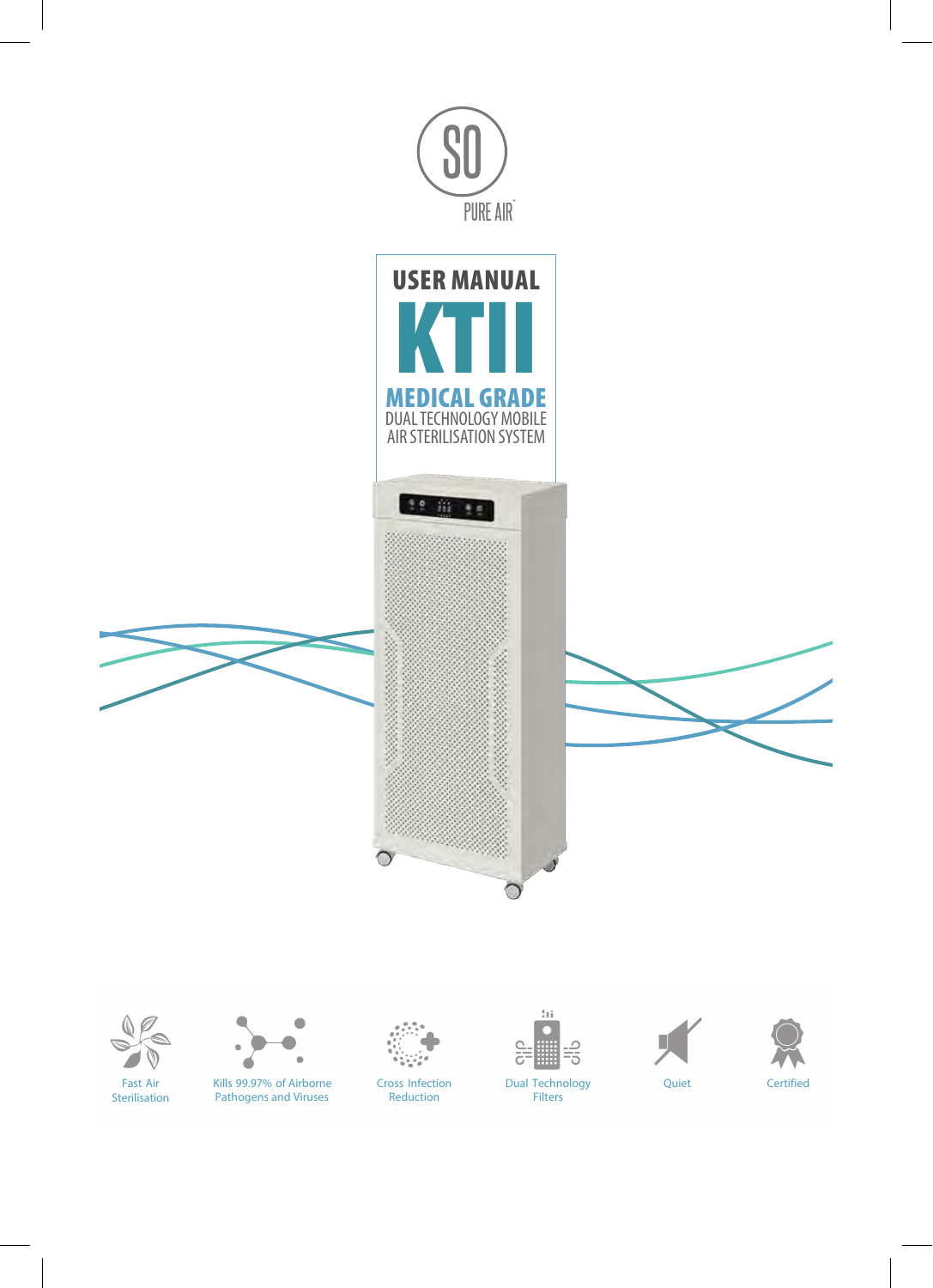SO PURE AIR®

# USER MANUAL

# KTII

## MEDICAL GRADE

DUAL TECHNOLOGY MOBILE AIR STERILISATION SYSTEM

Fast Air Sterilisation

Kills 99.97% of Airborne Pathogens and Viruses

Cross Infection Reduction

Dual Technology Filters

Quiet

Certified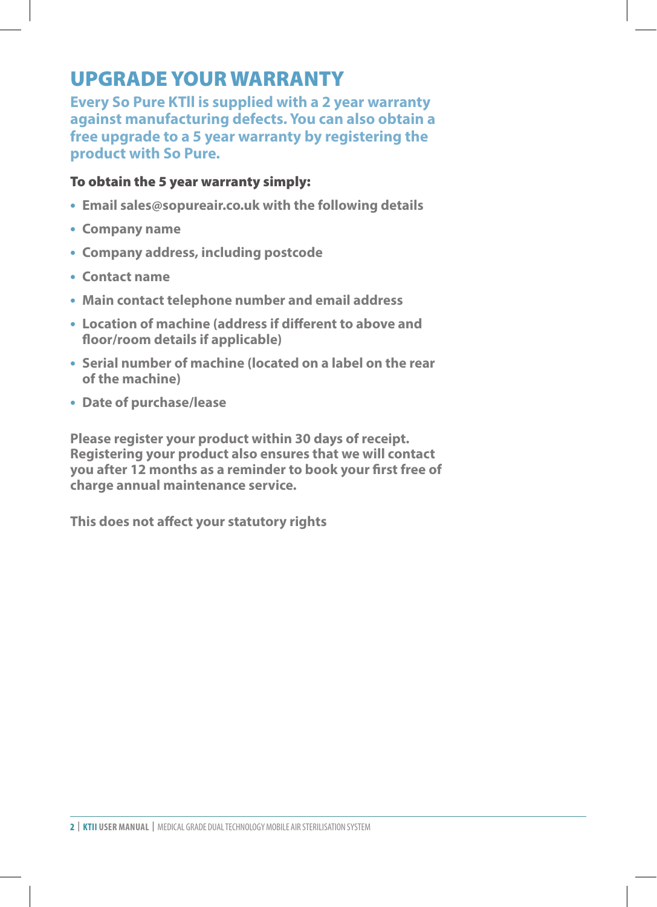# UPGRADE YOUR WARRANTY

**Every So Pure KTII is supplied with a 2 year warranty against manufacturing defects. You can also obtain a free upgrade to a 5 year warranty by registering the product with So Pure.**

**To obtain the 5 year warranty simply:**

- Email sales@sopureair.co.uk with the following details
- Company name
- Company address, including postcode
- Contact name
- Main contact telephone number and email address
- Location of machine (address if different to above and floor/room details if applicable)
- Serial number of machine (located on a label on the rear of the machine)
- Date of purchase/lease

Please register your product within 30 days of receipt. Registering your product also ensures that we will contact you after 12 months as a reminder to book your first free of charge annual maintenance service.

This does not affect your statutory rights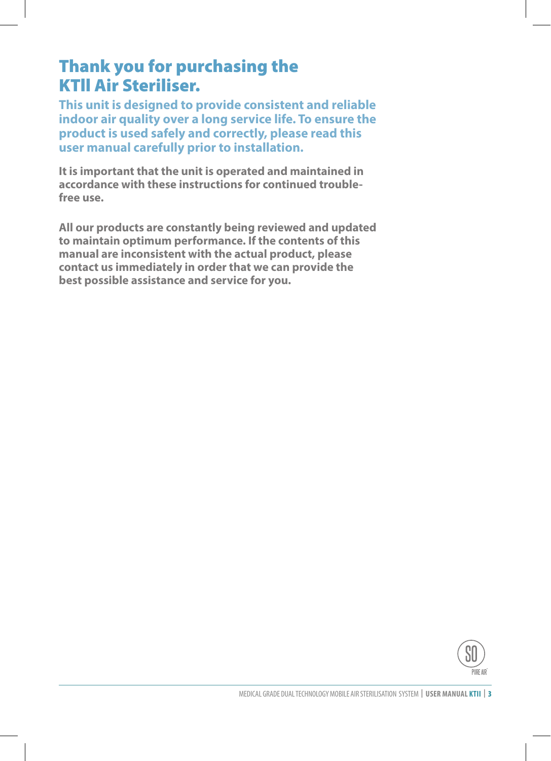# Thank you for purchasing the KTII Air Steriliser.

**This unit is designed to provide consistent and reliable indoor air quality over a long service life. To ensure the product is used safely and correctly, please read this user manual carefully prior to installation.**

**It is important that the unit is operated and maintained in accordance with these instructions for continued trouble-free use.**

**All our products are constantly being reviewed and updated to maintain optimum performance. If the contents of this manual are inconsistent with the actual product, please contact us immediately in order that we can provide the best possible assistance and service for you.**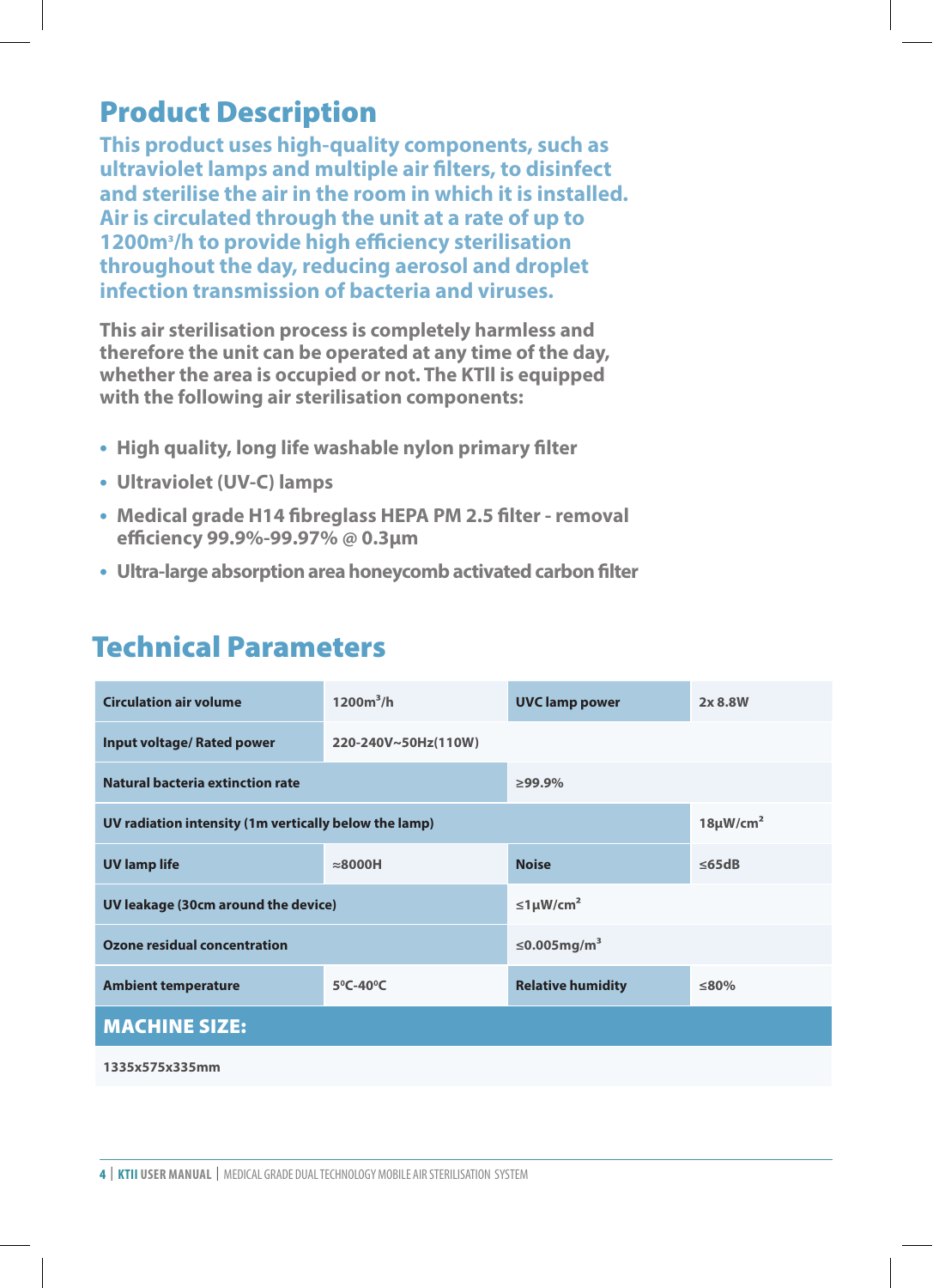## Product Description

**This product uses high-quality components, such as ultraviolet lamps and multiple air filters, to disinfect and sterilise the air in the room in which it is installed. Air is circulated through the unit at a rate of up to 1200m³/h to provide high efficiency sterilisation throughout the day, reducing aerosol and droplet infection transmission of bacteria and viruses.**

**This air sterilisation process is completely harmless and therefore the unit can be operated at any time of the day, whether the area is occupied or not. The KTII is equipped with the following air sterilisation components:**

- **High quality, long life washable nylon primary filter**
- **Ultraviolet (UV-C) lamps**
- **Medical grade H14 fibreglass HEPA PM 2.5 filter - removal efficiency 99.9%-99.97% @ 0.3µm**
- **Ultra-large absorption area honeycomb activated carbon filter**

## Technical Parameters

| | | | |
|---|---|---|---|
| **Circulation air volume** | 1200m³/h | **UVC lamp power** | 2x 8.8W |
| **Input voltage/ Rated power** | 220-240V~50Hz(110W) | | |
| **Natural bacteria extinction rate** | | ≥99.9% | |
| **UV radiation intensity (1m vertically below the lamp)** | | | 18µW/cm² |
| **UV lamp life** | ≈8000H | **Noise** | ≤65dB |
| **UV leakage (30cm around the device)** | | ≤1µW/cm² | |
| **Ozone residual concentration** | | ≤0.005mg/m³ | |
| **Ambient temperature** | 5ºC-40ºC | **Relative humidity** | ≤80% |
| **MACHINE SIZE:** | | | |
| 1335x575x335mm | | | |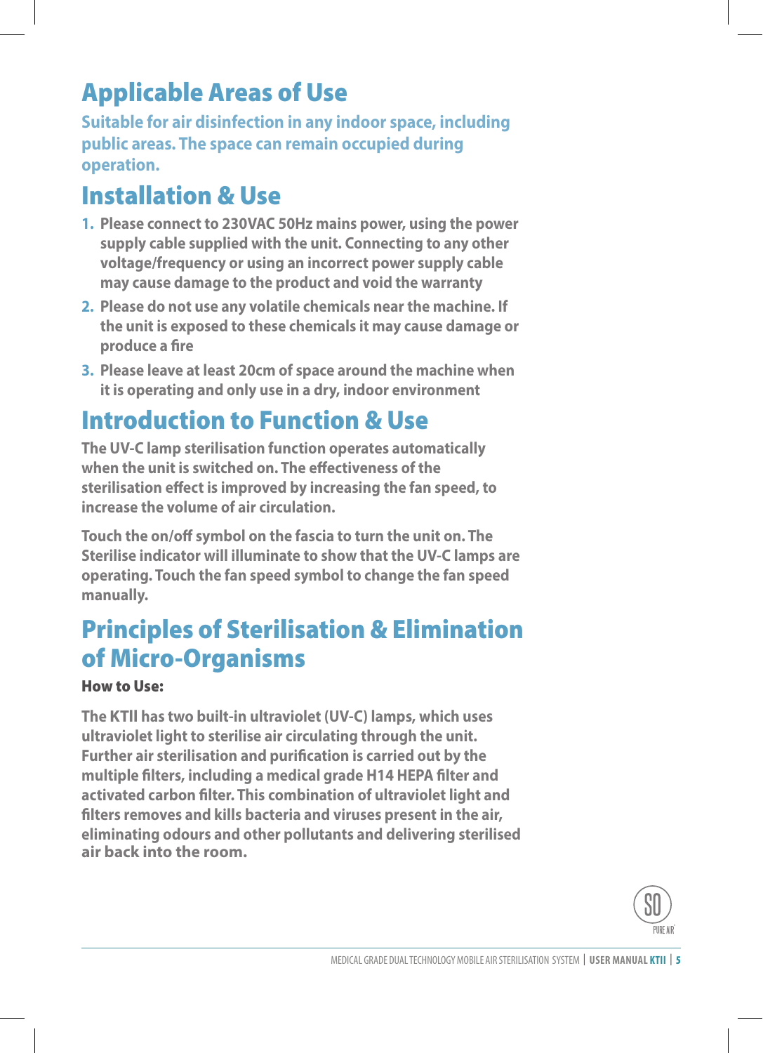## Applicable Areas of Use

**Suitable for air disinfection in any indoor space, including public areas. The space can remain occupied during operation.**

## Installation & Use

1. Please connect to 230VAC 50Hz mains power, using the power supply cable supplied with the unit. Connecting to any other voltage/frequency or using an incorrect power supply cable may cause damage to the product and void the warranty
2. Please do not use any volatile chemicals near the machine. If the unit is exposed to these chemicals it may cause damage or produce a fire
3. Please leave at least 20cm of space around the machine when it is operating and only use in a dry, indoor environment

## Introduction to Function & Use

The UV-C lamp sterilisation function operates automatically when the unit is switched on. The effectiveness of the sterilisation effect is improved by increasing the fan speed, to increase the volume of air circulation.

Touch the on/off symbol on the fascia to turn the unit on. The Sterilise indicator will illuminate to show that the UV-C lamps are operating. Touch the fan speed symbol to change the fan speed manually.

## Principles of Sterilisation & Elimination of Micro-Organisms

**How to Use:**

The KTII has two built-in ultraviolet (UV-C) lamps, which uses ultraviolet light to sterilise air circulating through the unit. Further air sterilisation and purification is carried out by the multiple filters, including a medical grade H14 HEPA filter and activated carbon filter. This combination of ultraviolet light and filters removes and kills bacteria and viruses present in the air, eliminating odours and other pollutants and delivering sterilised air back into the room.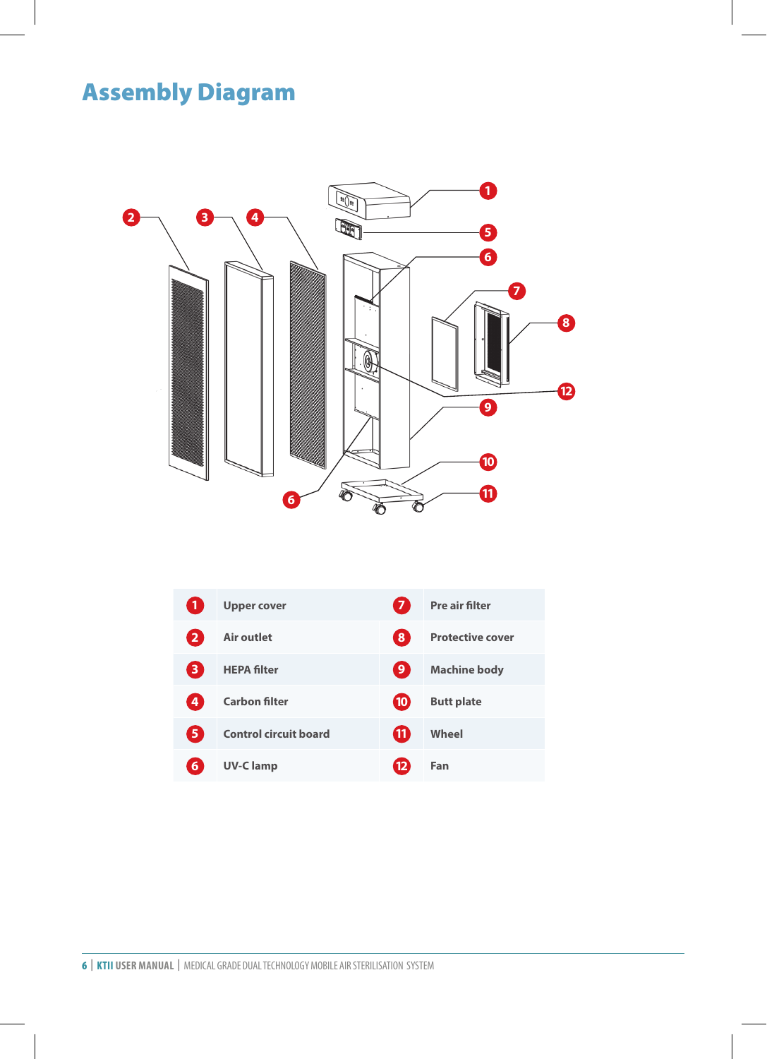# Assembly Diagram

| | | | |
|---|---|---|---|
| 1 | Upper cover | 7 | Pre air filter |
| 2 | Air outlet | 8 | Protective cover |
| 3 | HEPA filter | 9 | Machine body |
| 4 | Carbon filter | 10 | Butt plate |
| 5 | Control circuit board | 11 | Wheel |
| 6 | UV-C lamp | 12 | Fan |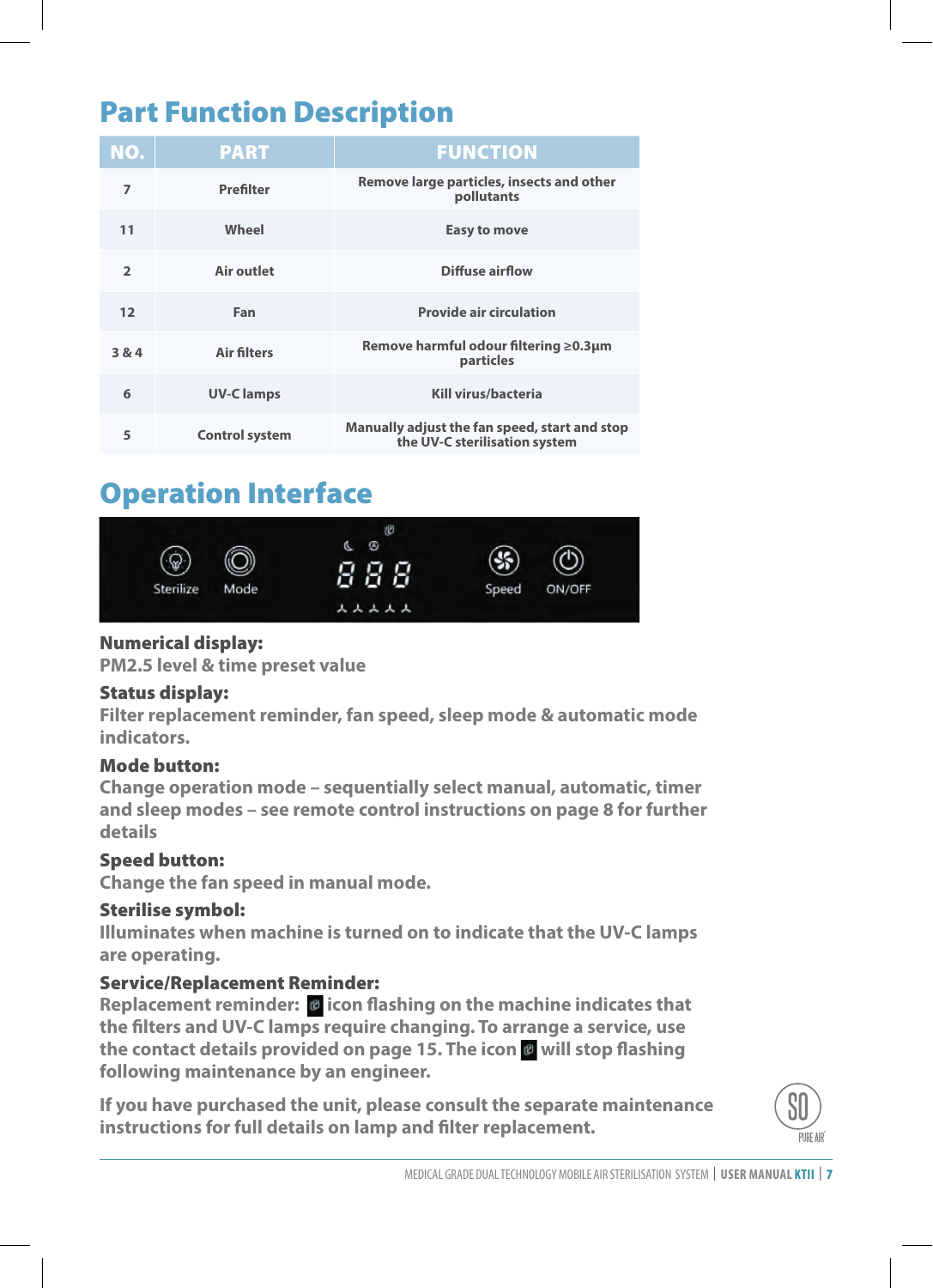## Part Function Description

| NO. | PART | FUNCTION |
|---|---|---|
| 7 | Prefilter | Remove large particles, insects and other pollutants |
| 11 | Wheel | Easy to move |
| 2 | Air outlet | Diffuse airflow |
| 12 | Fan | Provide air circulation |
| 3 & 4 | Air filters | Remove harmful odour filtering ≥0.3µm particles |
| 6 | UV-C lamps | Kill virus/bacteria |
| 5 | Control system | Manually adjust the fan speed, start and stop the UV-C sterilisation system |

## Operation Interface

Sterilize Mode 888 Speed ON/OFF

**Numerical display:**
PM2.5 level & time preset value

**Status display:**
Filter replacement reminder, fan speed, sleep mode & automatic mode indicators.

**Mode button:**
Change operation mode – sequentially select manual, automatic, timer and sleep modes – see remote control instructions on page 8 for further details

**Speed button:**
Change the fan speed in manual mode.

**Sterilise symbol:**
Illuminates when machine is turned on to indicate that the UV-C lamps are operating.

**Service/Replacement Reminder:**
Replacement reminder: icon flashing on the machine indicates that the filters and UV-C lamps require changing. To arrange a service, use the contact details provided on page 15. The icon will stop flashing following maintenance by an engineer.

If you have purchased the unit, please consult the separate maintenance instructions for full details on lamp and filter replacement.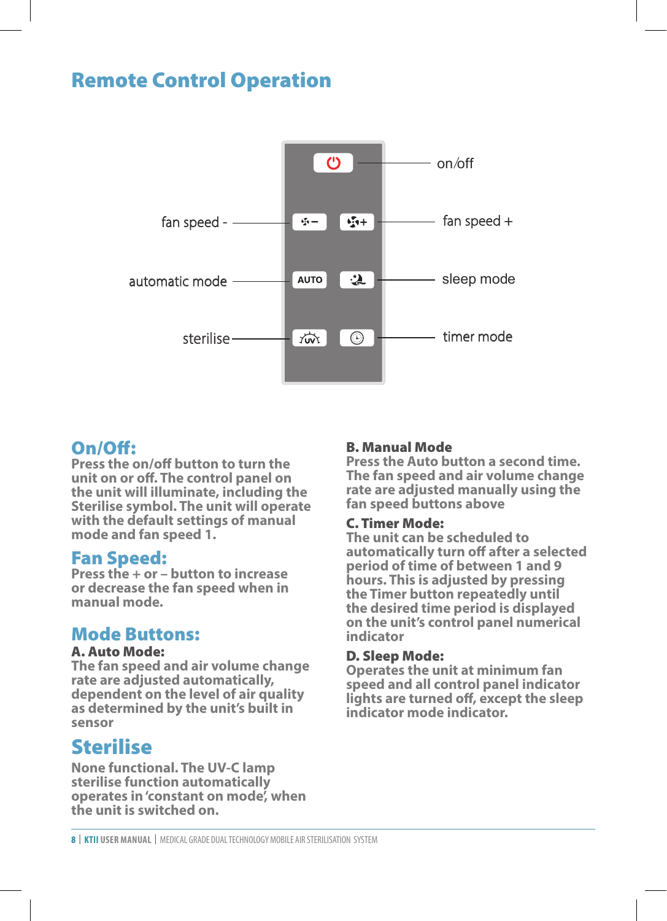# Remote Control Operation

on/off

fan speed -

fan speed +

automatic mode

sleep mode

sterilise

timer mode

## On/Off:

Press the on/off button to turn the unit on or off. The control panel on the unit will illuminate, including the Sterilise symbol. The unit will operate with the default settings of manual mode and fan speed 1.

## Fan Speed:

Press the + or – button to increase or decrease the fan speed when in manual mode.

## Mode Buttons:

**A. Auto Mode:**

The fan speed and air volume change rate are adjusted automatically, dependent on the level of air quality as determined by the unit's built in sensor

## Sterilise

None functional. The UV-C lamp sterilise function automatically operates in 'constant on mode', when the unit is switched on.

**B. Manual Mode**

Press the Auto button a second time. The fan speed and air volume change rate are adjusted manually using the fan speed buttons above

**C. Timer Mode:**

The unit can be scheduled to automatically turn off after a selected period of time of between 1 and 9 hours. This is adjusted by pressing the Timer button repeatedly until the desired time period is displayed on the unit's control panel numerical indicator

**D. Sleep Mode:**

Operates the unit at minimum fan speed and all control panel indicator lights are turned off, except the sleep indicator mode indicator.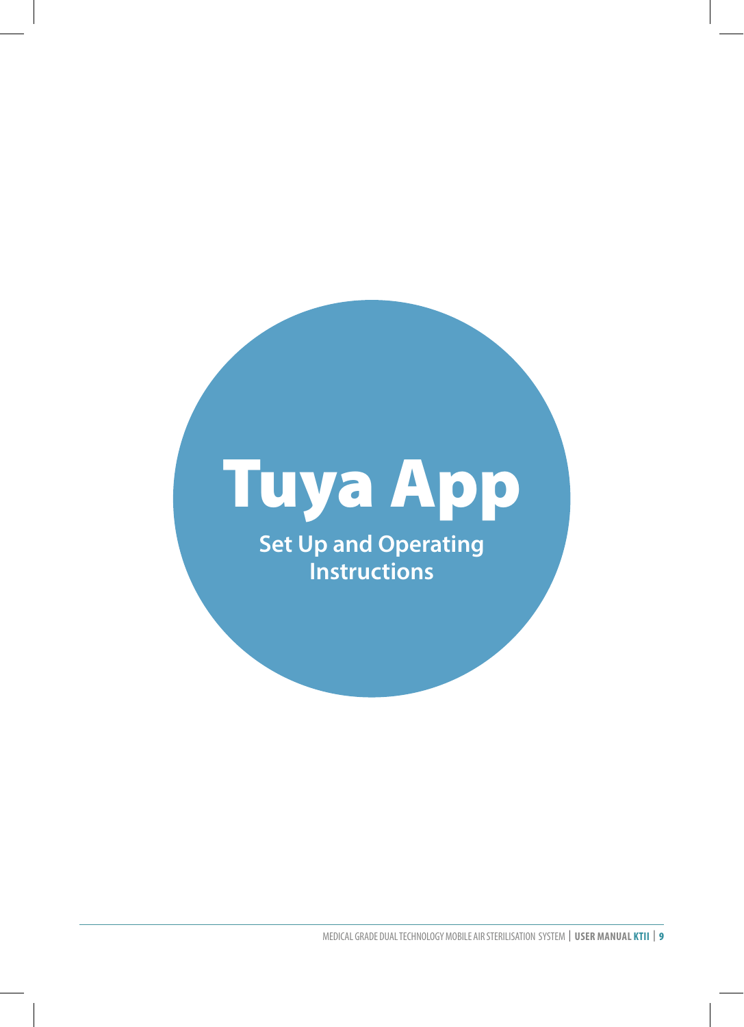# Tuya App

## Set Up and Operating Instructions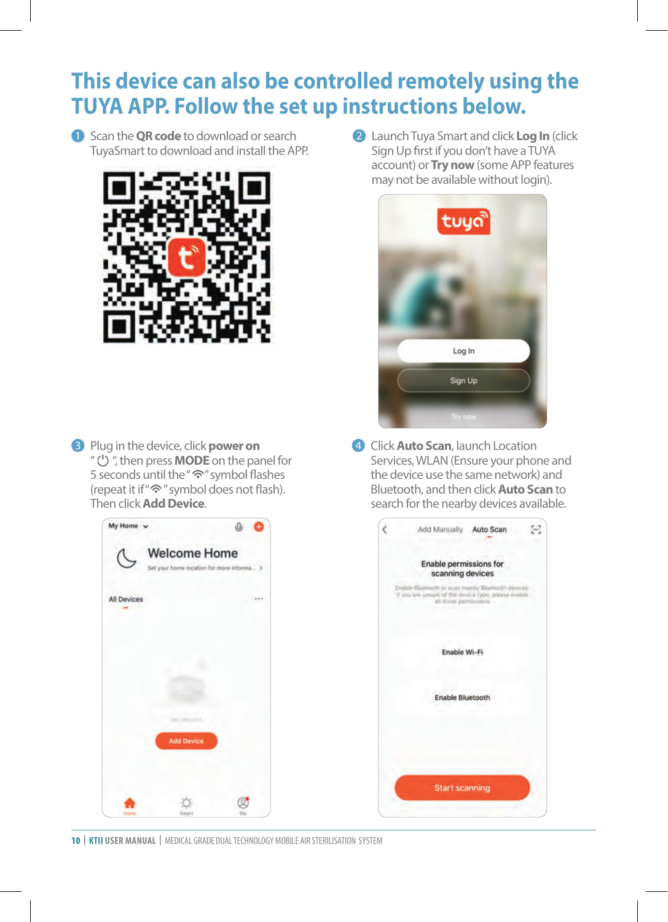# This device can also be controlled remotely using the TUYA APP. Follow the set up instructions below.

1. Scan the **QR code** to download or search TuyaSmart to download and install the APP.

2. Launch Tuya Smart and click **Log In** (click Sign Up first if you don't have a TUYA account) or **Try now** (some APP features may not be available without login).

3. Plug in the device, click **power on** " ⏻ ", then press **MODE** on the panel for 5 seconds until the " ᯤ " symbol flashes (repeat it if " ᯤ " symbol does not flash). Then click **Add Device**.

4. Click **Auto Scan**, launch Location Services, WLAN (Ensure your phone and the device use the same network) and Bluetooth, and then click **Auto Scan** to search for the nearby devices available.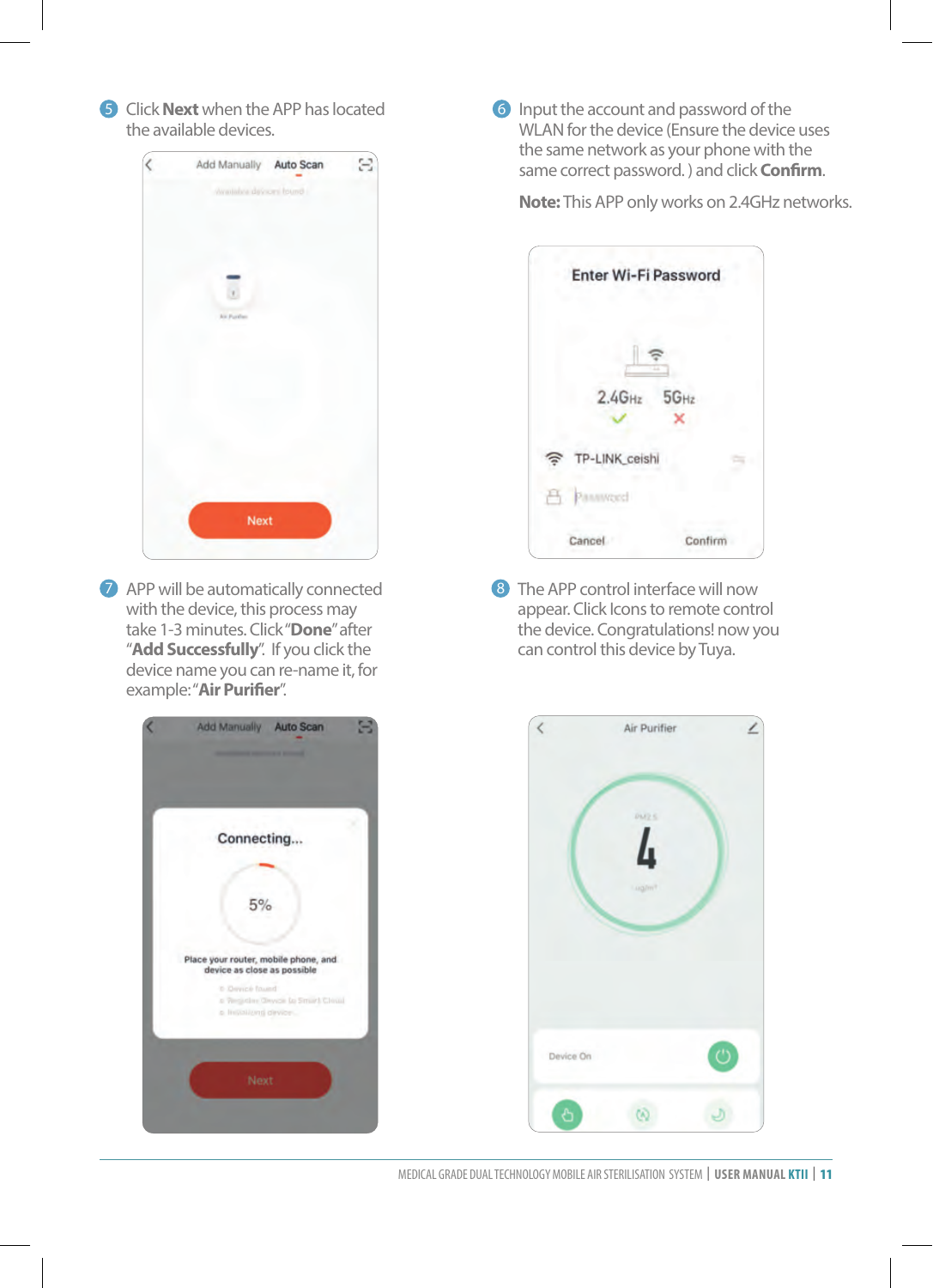5. Click **Next** when the APP has located the available devices.

6. Input the account and password of the WLAN for the device (Ensure the device uses the same network as your phone with the same correct password. ) and click **Confirm**.

   **Note:** This APP only works on 2.4GHz networks.

7. APP will be automatically connected with the device, this process may take 1-3 minutes. Click "**Done**" after "**Add Successfully**". If you click the device name you can re-name it, for example: "**Air Purifier**".

8. The APP control interface will now appear. Click Icons to remote control the device. Congratulations! now you can control this device by Tuya.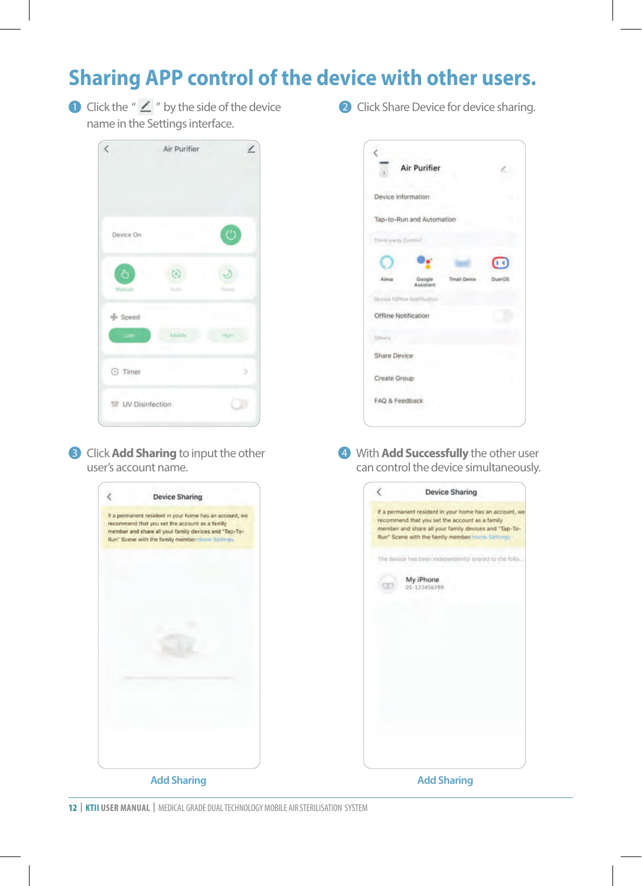# Sharing APP control of the device with other users.

1. Click the " ✎ " by the side of the device name in the Settings interface.

2. Click Share Device for device sharing.

3. Click **Add Sharing** to input the other user's account name.

4. With **Add Successfully** the other user can control the device simultaneously.

Add Sharing

Add Sharing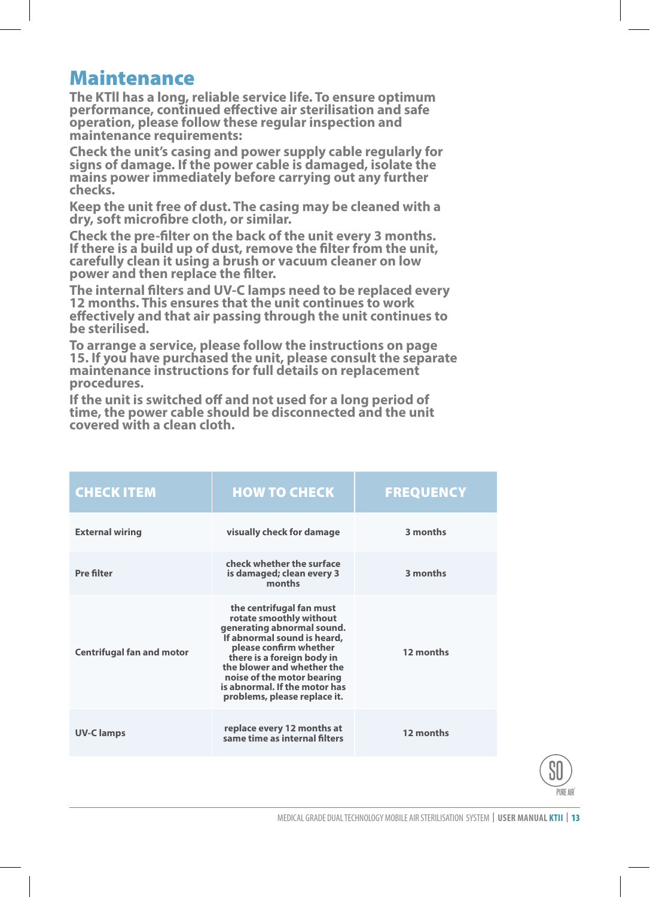# Maintenance

**The KTII has a long, reliable service life. To ensure optimum performance, continued effective air sterilisation and safe operation, please follow these regular inspection and maintenance requirements:**

**Check the unit's casing and power supply cable regularly for signs of damage. If the power cable is damaged, isolate the mains power immediately before carrying out any further checks.**

**Keep the unit free of dust. The casing may be cleaned with a dry, soft microfibre cloth, or similar.**

**Check the pre-filter on the back of the unit every 3 months. If there is a build up of dust, remove the filter from the unit, carefully clean it using a brush or vacuum cleaner on low power and then replace the filter.**

**The internal filters and UV-C lamps need to be replaced every 12 months. This ensures that the unit continues to work effectively and that air passing through the unit continues to be sterilised.**

**To arrange a service, please follow the instructions on page 15. If you have purchased the unit, please consult the separate maintenance instructions for full details on replacement procedures.**

**If the unit is switched off and not used for a long period of time, the power cable should be disconnected and the unit covered with a clean cloth.**

| CHECK ITEM | HOW TO CHECK | FREQUENCY |
|---|---|---|
| External wiring | visually check for damage | 3 months |
| Pre filter | check whether the surface is damaged; clean every 3 months | 3 months |
| Centrifugal fan and motor | the centrifugal fan must rotate smoothly without generating abnormal sound. If abnormal sound is heard, please confirm whether there is a foreign body in the blower and whether the noise of the motor bearing is abnormal. If the motor has problems, please replace it. | 12 months |
| UV-C lamps | replace every 12 months at same time as internal filters | 12 months |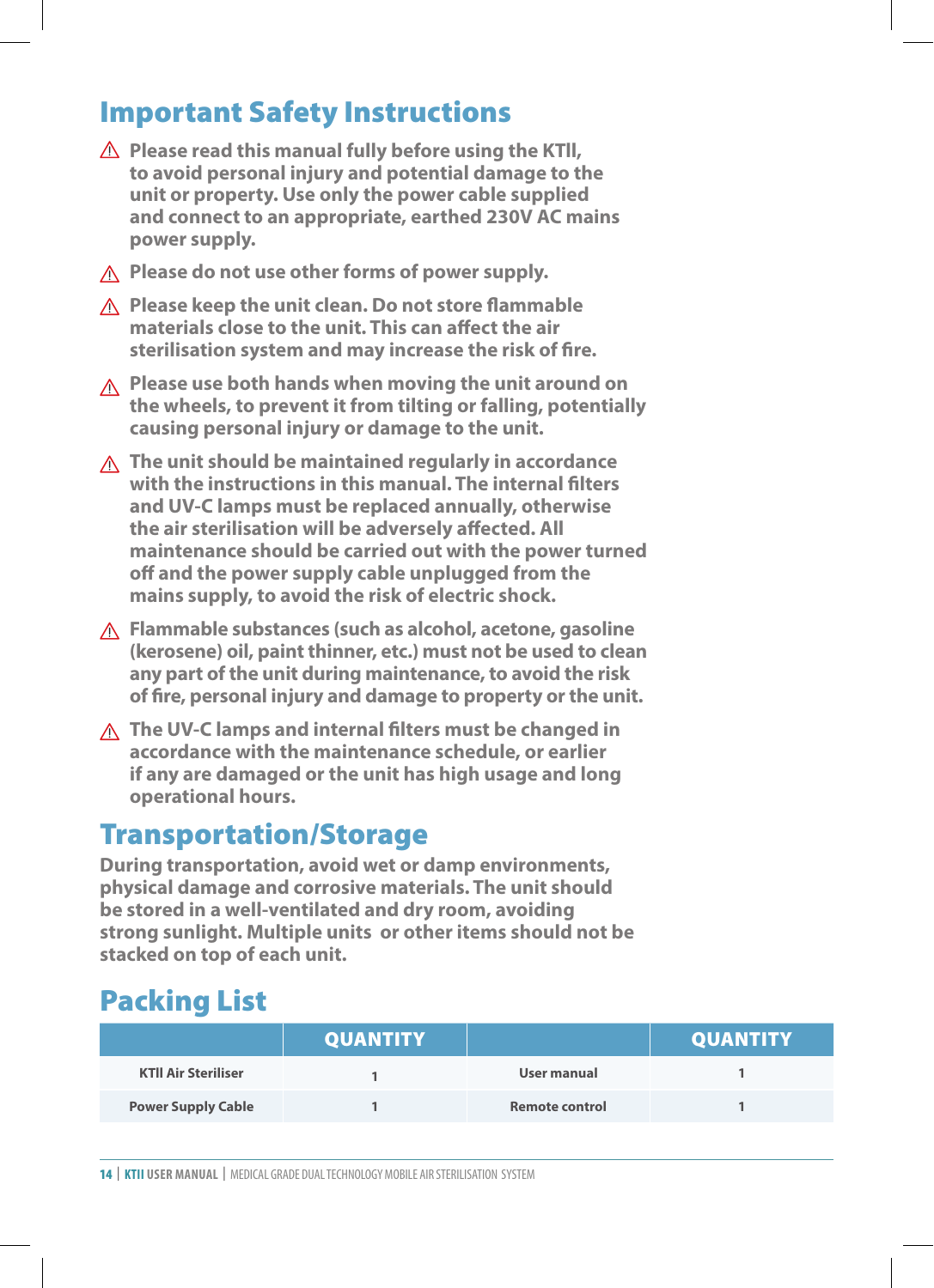## Important Safety Instructions

- ⚠ **Please read this manual fully before using the KTII, to avoid personal injury and potential damage to the unit or property. Use only the power cable supplied and connect to an appropriate, earthed 230V AC mains power supply.**
- ⚠ **Please do not use other forms of power supply.**
- ⚠ **Please keep the unit clean. Do not store flammable materials close to the unit. This can affect the air sterilisation system and may increase the risk of fire.**
- ⚠ **Please use both hands when moving the unit around on the wheels, to prevent it from tilting or falling, potentially causing personal injury or damage to the unit.**
- ⚠ **The unit should be maintained regularly in accordance with the instructions in this manual. The internal filters and UV-C lamps must be replaced annually, otherwise the air sterilisation will be adversely affected. All maintenance should be carried out with the power turned off and the power supply cable unplugged from the mains supply, to avoid the risk of electric shock.**
- ⚠ **Flammable substances (such as alcohol, acetone, gasoline (kerosene) oil, paint thinner, etc.) must not be used to clean any part of the unit during maintenance, to avoid the risk of fire, personal injury and damage to property or the unit.**
- ⚠ **The UV-C lamps and internal filters must be changed in accordance with the maintenance schedule, or earlier if any are damaged or the unit has high usage and long operational hours.**

## Transportation/Storage

**During transportation, avoid wet or damp environments, physical damage and corrosive materials. The unit should be stored in a well-ventilated and dry room, avoiding strong sunlight. Multiple units or other items should not be stacked on top of each unit.**

## Packing List

| | QUANTITY | | QUANTITY |
|---|---|---|---|
| KTII Air Steriliser | 1 | User manual | 1 |
| Power Supply Cable | 1 | Remote control | 1 |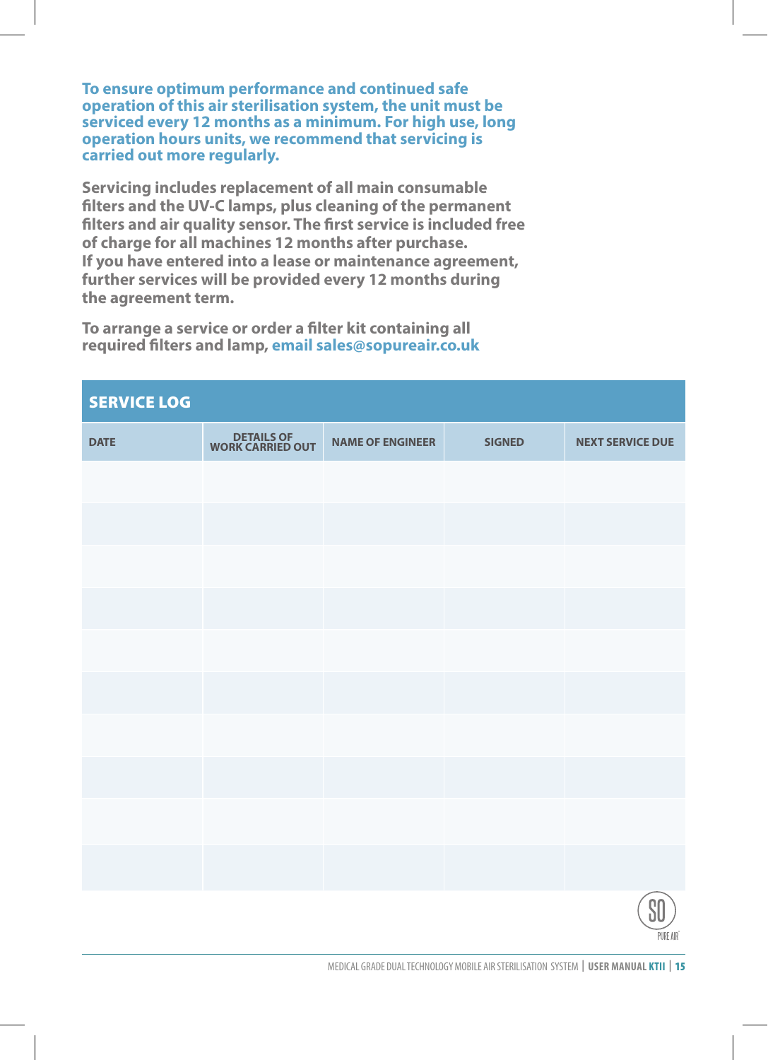**To ensure optimum performance and continued safe operation of this air sterilisation system, the unit must be serviced every 12 months as a minimum. For high use, long operation hours units, we recommend that servicing is carried out more regularly.**

**Servicing includes replacement of all main consumable filters and the UV-C lamps, plus cleaning of the permanent filters and air quality sensor. The first service is included free of charge for all machines 12 months after purchase. If you have entered into a lease or maintenance agreement, further services will be provided every 12 months during the agreement term.**

**To arrange a service or order a filter kit containing all required filters and lamp, email sales@sopureair.co.uk**

## SERVICE LOG

| DATE | DETAILS OF WORK CARRIED OUT | NAME OF ENGINEER | SIGNED | NEXT SERVICE DUE |
|---|---|---|---|---|
| | | | | |
| | | | | |
| | | | | |
| | | | | |
| | | | | |
| | | | | |
| | | | | |
| | | | | |
| | | | | |
| | | | | |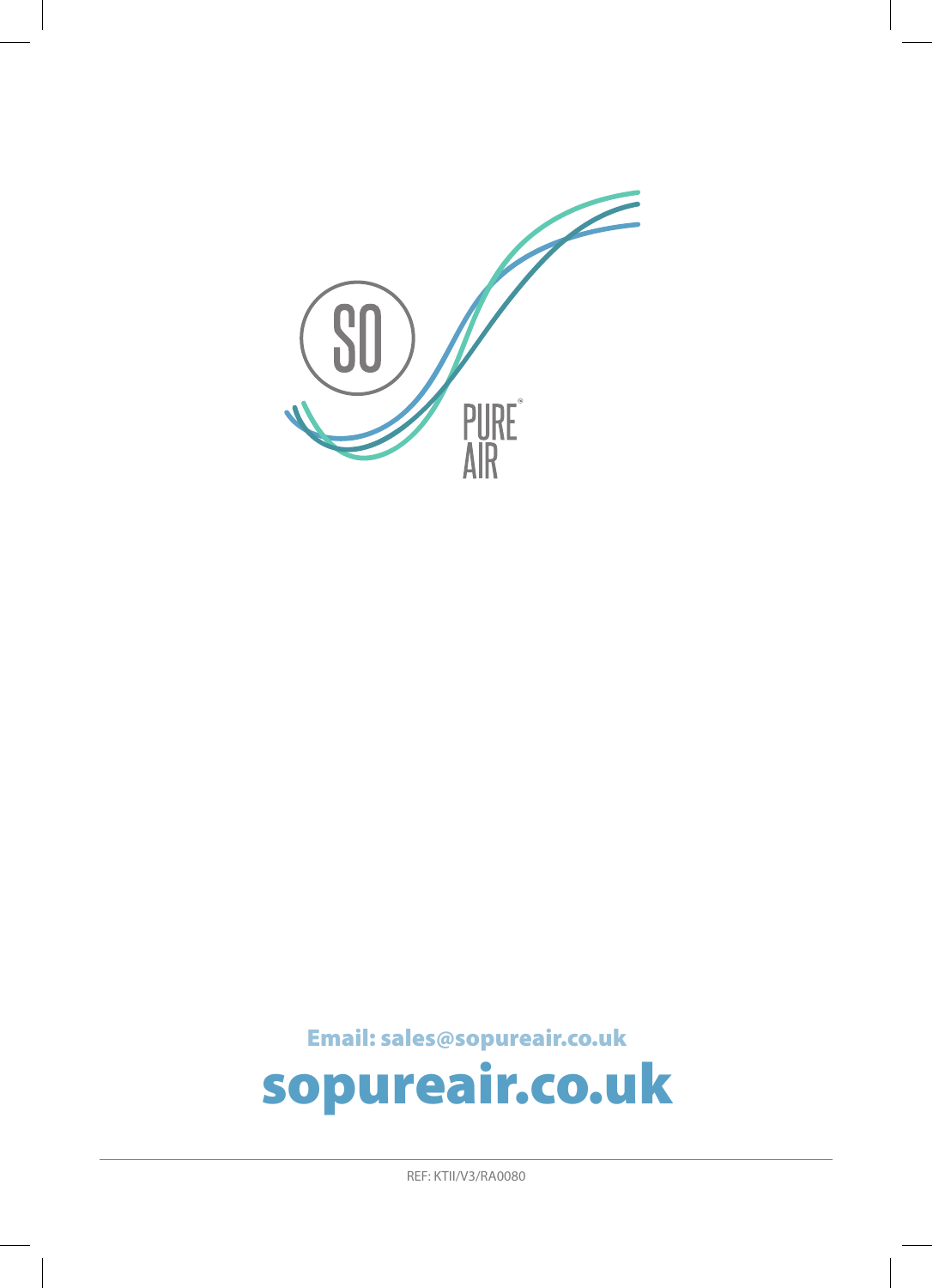SO PURE AIR®

Email: sales@sopureair.co.uk

**sopureair.co.uk**

REF: KTII/V3/RA0080